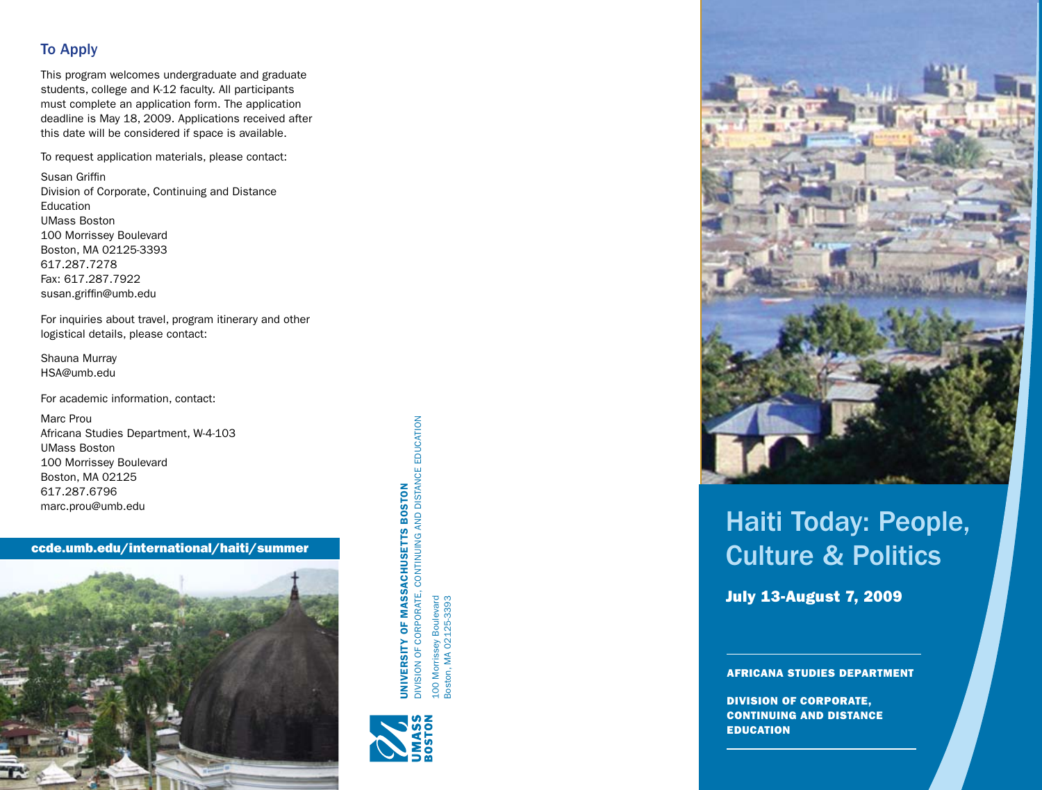## To Apply

This program welcomes undergraduate and graduate students, college and K-12 faculty. All participants must complete an application form. The application deadline is May 18, 2009. Applications received after this date will be considered if space is available.

To request application materials, please contact:

Susan Griffin
Division of Corporate, Continuing and Distance Education
UMass Boston
100 Morrissey Boulevard
Boston, MA 02125-3393
617.287.7278
Fax: 617.287.7922
susan.griffin@umb.edu

For inquiries about travel, program itinerary and other logistical details, please contact:

Shauna Murray
HSA@umb.edu

For academic information, contact:

Marc Prou
Africana Studies Department, W-4-103
UMass Boston
100 Morrissey Boulevard
Boston, MA 02125
617.287.6796
marc.prou@umb.edu

**ccde.umb.edu/international/haiti/summer**

**UNIVERSITY OF MASSACHUSETTS BOSTON**
DIVISION OF CORPORATE, CONTINUING AND DISTANCE EDUCATION
100 Morrissey Boulevard
Boston, MA 02125-3393

UMASS BOSTON

# Haiti Today: People, Culture & Politics

**July 13-August 7, 2009**

**AFRICANA STUDIES DEPARTMENT**

**DIVISION OF CORPORATE, CONTINUING AND DISTANCE EDUCATION**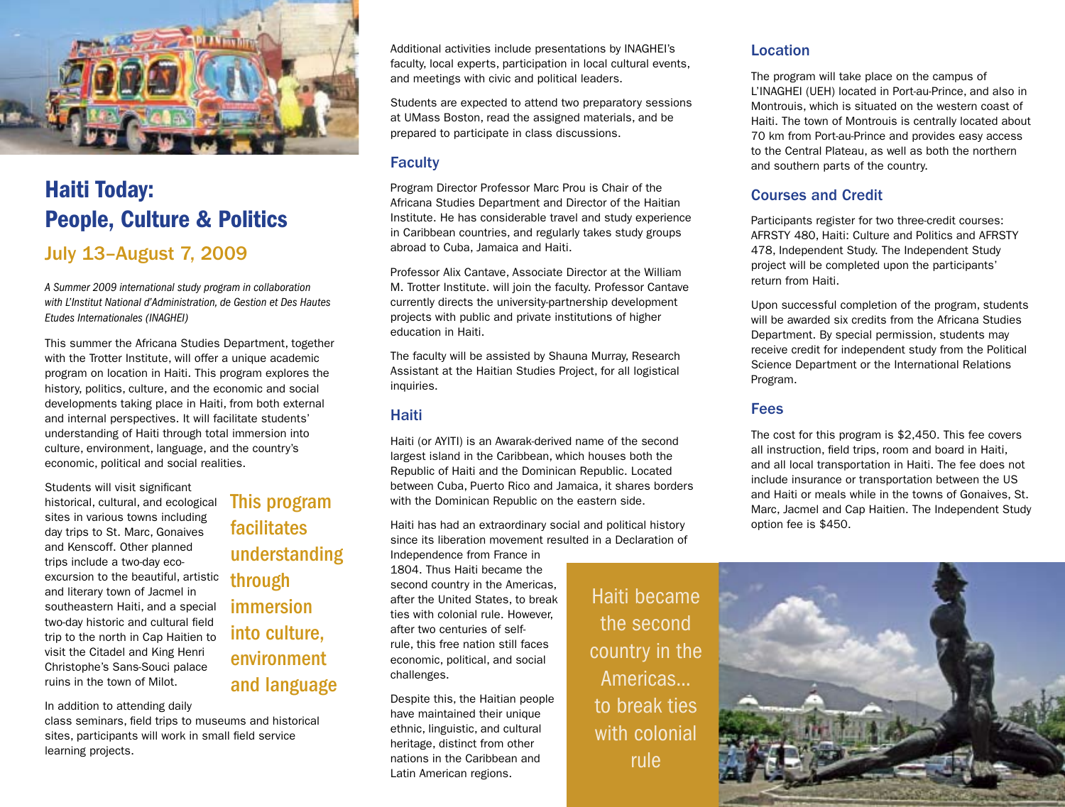# Haiti Today: People, Culture & Politics

## July 13–August 7, 2009

*A Summer 2009 international study program in collaboration with L'Institut National d'Administration, de Gestion et Des Hautes Etudes Internationales (INAGHEI)*

This summer the Africana Studies Department, together with the Trotter Institute, will offer a unique academic program on location in Haiti. This program explores the history, politics, culture, and the economic and social developments taking place in Haiti, from both external and internal perspectives. It will facilitate students' understanding of Haiti through total immersion into culture, environment, language, and the country's economic, political and social realities.

Students will visit significant historical, cultural, and ecological sites in various towns including day trips to St. Marc, Gonaives and Kenscoff. Other planned trips include a two-day eco-excursion to the beautiful, artistic and literary town of Jacmel in southeastern Haiti, and a special two-day historic and cultural field trip to the north in Cap Haitien to visit the Citadel and King Henri Christophe's Sans-Souci palace ruins in the town of Milot.

This program facilitates understanding through immersion into culture, environment and language

In addition to attending daily class seminars, field trips to museums and historical sites, participants will work in small field service learning projects.

Additional activities include presentations by INAGHEI's faculty, local experts, participation in local cultural events, and meetings with civic and political leaders.

Students are expected to attend two preparatory sessions at UMass Boston, read the assigned materials, and be prepared to participate in class discussions.

### Faculty

Program Director Professor Marc Prou is Chair of the Africana Studies Department and Director of the Haitian Institute. He has considerable travel and study experience in Caribbean countries, and regularly takes study groups abroad to Cuba, Jamaica and Haiti.

Professor Alix Cantave, Associate Director at the William M. Trotter Institute. will join the faculty. Professor Cantave currently directs the university-partnership development projects with public and private institutions of higher education in Haiti.

The faculty will be assisted by Shauna Murray, Research Assistant at the Haitian Studies Project, for all logistical inquiries.

### Haiti

Haiti (or AYITI) is an Awarak-derived name of the second largest island in the Caribbean, which houses both the Republic of Haiti and the Dominican Republic. Located between Cuba, Puerto Rico and Jamaica, it shares borders with the Dominican Republic on the eastern side.

Haiti has had an extraordinary social and political history since its liberation movement resulted in a Declaration of Independence from France in 1804. Thus Haiti became the second country in the Americas, after the United States, to break ties with colonial rule. However, after two centuries of self-rule, this free nation still faces economic, political, and social challenges.

Despite this, the Haitian people have maintained their unique ethnic, linguistic, and cultural heritage, distinct from other nations in the Caribbean and Latin American regions.

Haiti became the second country in the Americas... to break ties with colonial rule

### Location

The program will take place on the campus of L'INAGHEI (UEH) located in Port-au-Prince, and also in Montrouis, which is situated on the western coast of Haiti. The town of Montrouis is centrally located about 70 km from Port-au-Prince and provides easy access to the Central Plateau, as well as both the northern and southern parts of the country.

### Courses and Credit

Participants register for two three-credit courses: AFRSTY 480, Haiti: Culture and Politics and AFRSTY 478, Independent Study. The Independent Study project will be completed upon the participants' return from Haiti.

Upon successful completion of the program, students will be awarded six credits from the Africana Studies Department. By special permission, students may receive credit for independent study from the Political Science Department or the International Relations Program.

### Fees

The cost for this program is $2,450. This fee covers all instruction, field trips, room and board in Haiti, and all local transportation in Haiti. The fee does not include insurance or transportation between the US and Haiti or meals while in the towns of Gonaives, St. Marc, Jacmel and Cap Haitien. The Independent Study option fee is $450.